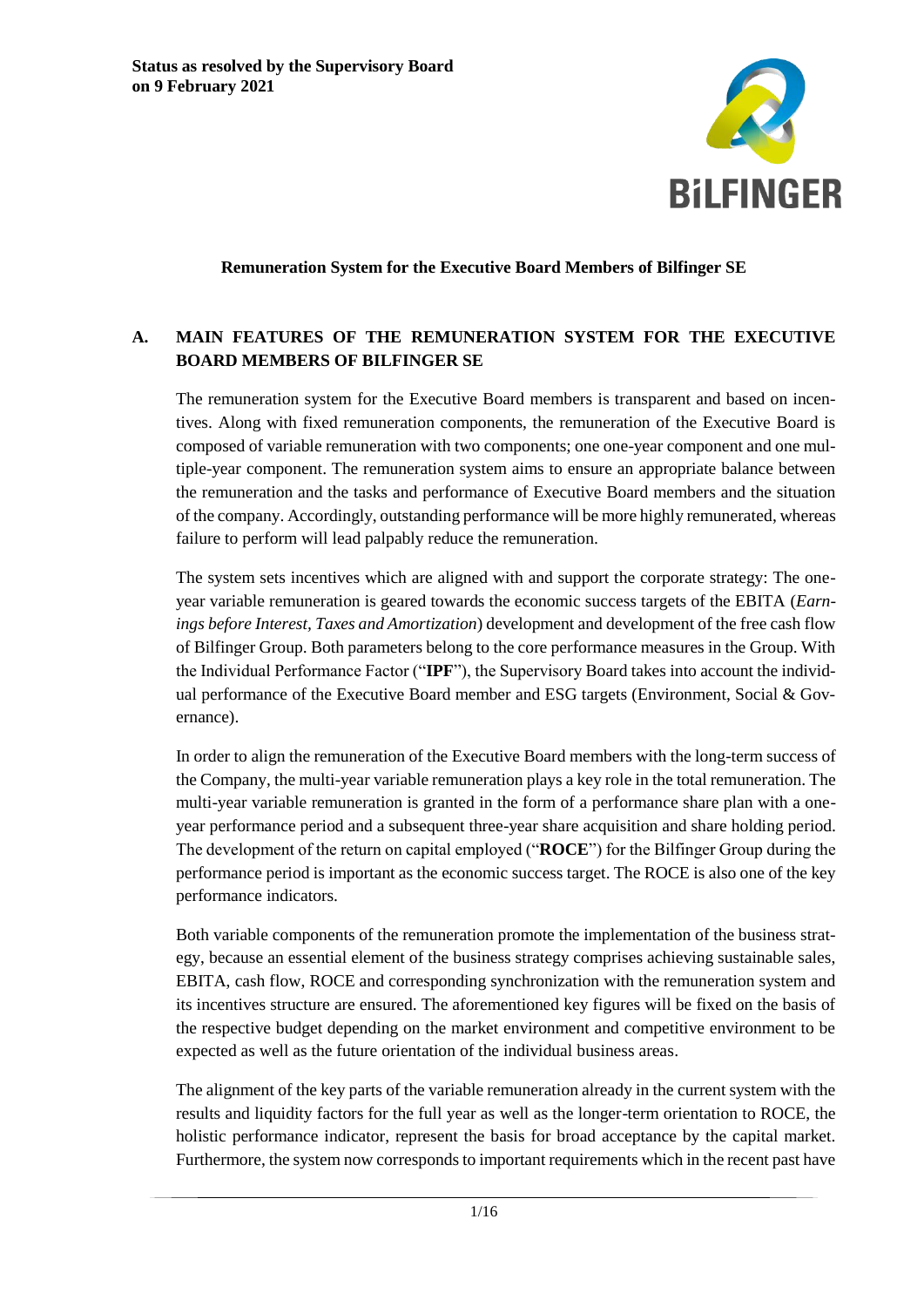**Status as resolved by the Supervisory Board on 9 February 2021**

**Remuneration System for the Executive Board Members of Bilfinger SE**

## A. MAIN FEATURES OF THE REMUNERATION SYSTEM FOR THE EXECUTIVE BOARD MEMBERS OF BILFINGER SE

The remuneration system for the Executive Board members is transparent and based on incentives. Along with fixed remuneration components, the remuneration of the Executive Board is composed of variable remuneration with two components; one one-year component and one multiple-year component. The remuneration system aims to ensure an appropriate balance between the remuneration and the tasks and performance of Executive Board members and the situation of the company. Accordingly, outstanding performance will be more highly remunerated, whereas failure to perform will lead palpably reduce the remuneration.

The system sets incentives which are aligned with and support the corporate strategy: The one-year variable remuneration is geared towards the economic success targets of the EBITA (*Earnings before Interest, Taxes and Amortization*) development and development of the free cash flow of Bilfinger Group. Both parameters belong to the core performance measures in the Group. With the Individual Performance Factor ("**IPF**"), the Supervisory Board takes into account the individual performance of the Executive Board member and ESG targets (Environment, Social & Governance).

In order to align the remuneration of the Executive Board members with the long-term success of the Company, the multi-year variable remuneration plays a key role in the total remuneration. The multi-year variable remuneration is granted in the form of a performance share plan with a one-year performance period and a subsequent three-year share acquisition and share holding period. The development of the return on capital employed ("**ROCE**") for the Bilfinger Group during the performance period is important as the economic success target. The ROCE is also one of the key performance indicators.

Both variable components of the remuneration promote the implementation of the business strategy, because an essential element of the business strategy comprises achieving sustainable sales, EBITA, cash flow, ROCE and corresponding synchronization with the remuneration system and its incentives structure are ensured. The aforementioned key figures will be fixed on the basis of the respective budget depending on the market environment and competitive environment to be expected as well as the future orientation of the individual business areas.

The alignment of the key parts of the variable remuneration already in the current system with the results and liquidity factors for the full year as well as the longer-term orientation to ROCE, the holistic performance indicator, represent the basis for broad acceptance by the capital market. Furthermore, the system now corresponds to important requirements which in the recent past have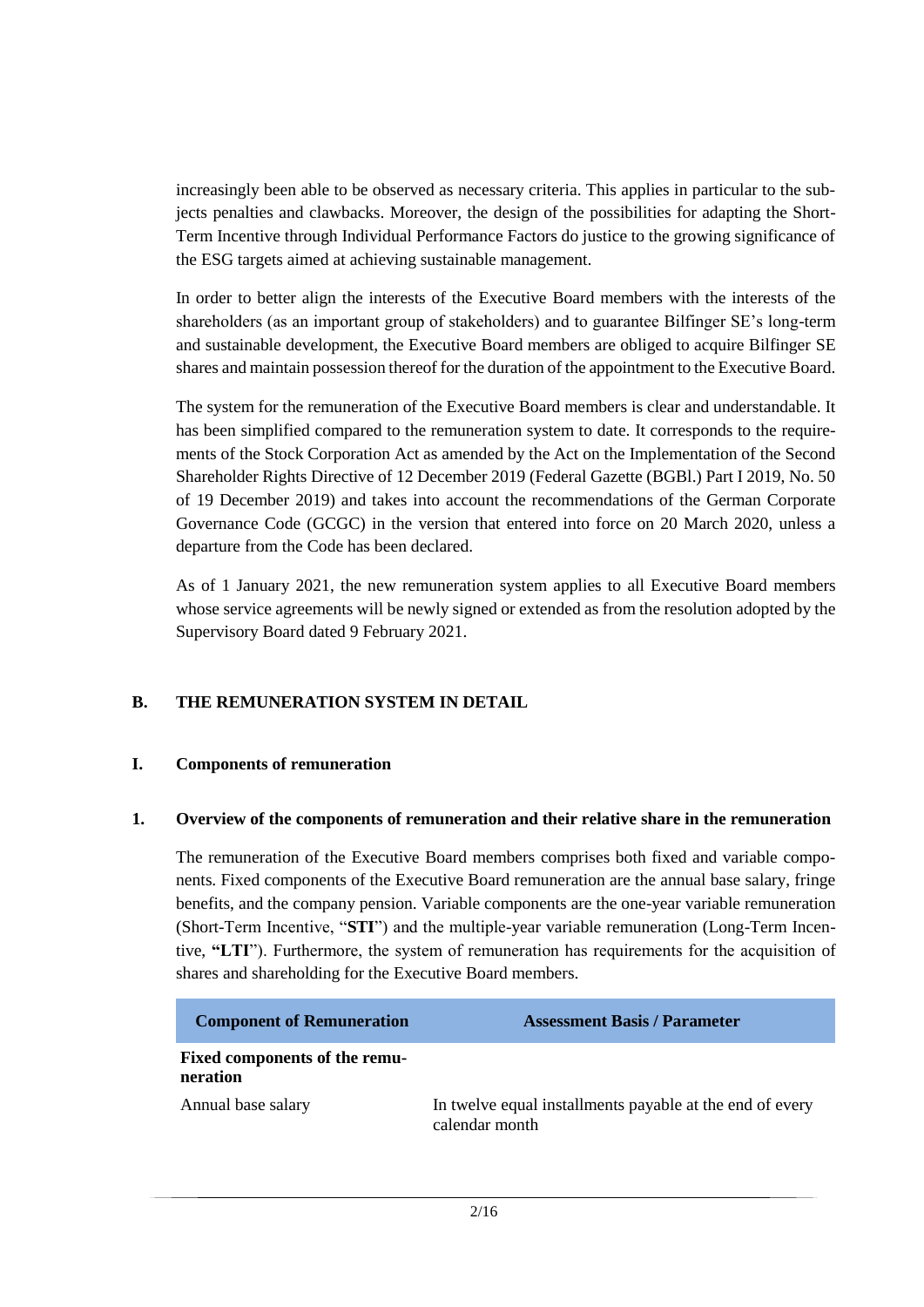increasingly been able to be observed as necessary criteria. This applies in particular to the subjects penalties and clawbacks. Moreover, the design of the possibilities for adapting the Short-Term Incentive through Individual Performance Factors do justice to the growing significance of the ESG targets aimed at achieving sustainable management.

In order to better align the interests of the Executive Board members with the interests of the shareholders (as an important group of stakeholders) and to guarantee Bilfinger SE's long-term and sustainable development, the Executive Board members are obliged to acquire Bilfinger SE shares and maintain possession thereof for the duration of the appointment to the Executive Board.

The system for the remuneration of the Executive Board members is clear and understandable. It has been simplified compared to the remuneration system to date. It corresponds to the requirements of the Stock Corporation Act as amended by the Act on the Implementation of the Second Shareholder Rights Directive of 12 December 2019 (Federal Gazette (BGBl.) Part I 2019, No. 50 of 19 December 2019) and takes into account the recommendations of the German Corporate Governance Code (GCGC) in the version that entered into force on 20 March 2020, unless a departure from the Code has been declared.

As of 1 January 2021, the new remuneration system applies to all Executive Board members whose service agreements will be newly signed or extended as from the resolution adopted by the Supervisory Board dated 9 February 2021.

## B. THE REMUNERATION SYSTEM IN DETAIL

### I. Components of remuneration

#### 1. Overview of the components of remuneration and their relative share in the remuneration

The remuneration of the Executive Board members comprises both fixed and variable components. Fixed components of the Executive Board remuneration are the annual base salary, fringe benefits, and the company pension. Variable components are the one-year variable remuneration (Short-Term Incentive, "**STI**") and the multiple-year variable remuneration (Long-Term Incentive, **"LTI**"). Furthermore, the system of remuneration has requirements for the acquisition of shares and shareholding for the Executive Board members.

| Component of Remuneration | Assessment Basis / Parameter |
|---|---|
| **Fixed components of the remuneration** | |
| Annual base salary | In twelve equal installments payable at the end of every calendar month |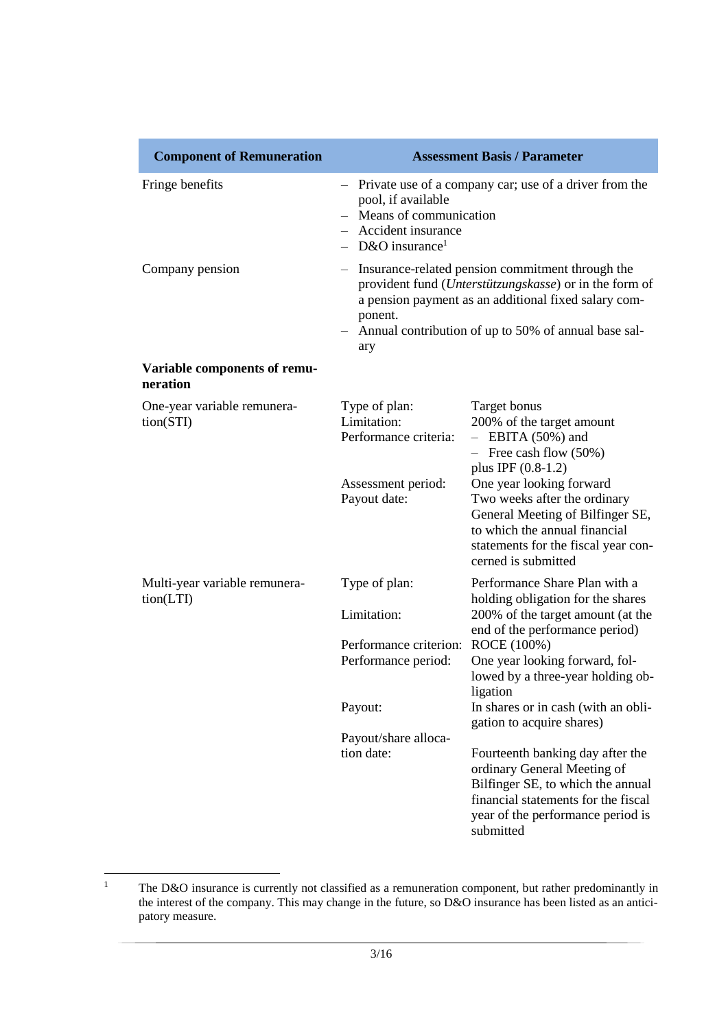| Component of Remuneration | Assessment Basis / Parameter | |
|---|---|---|
| Fringe benefits | – Private use of a company car; use of a driver from the pool, if available<br>– Means of communication<br>– Accident insurance<br>– D&O insurance[1] | |
| Company pension | – Insurance-related pension commitment through the provident fund (*Unterstützungskasse*) or in the form of a pension payment as an additional fixed salary component.<br>– Annual contribution of up to 50% of annual base salary | |
| **Variable components of remuneration** | | |
| One-year variable remuneration(STI) | Type of plan: | Target bonus |
| | Limitation: | 200% of the target amount |
| | Performance criteria: | – EBITA (50%) and<br>– Free cash flow (50%)<br>plus IPF (0.8-1.2) |
| | Assessment period: | One year looking forward |
| | Payout date: | Two weeks after the ordinary General Meeting of Bilfinger SE, to which the annual financial statements for the fiscal year concerned is submitted |
| Multi-year variable remuneration(LTI) | Type of plan: | Performance Share Plan with a holding obligation for the shares |
| | Limitation: | 200% of the target amount (at the end of the performance period) |
| | Performance criterion: | ROCE (100%) |
| | Performance period: | One year looking forward, followed by a three-year holding obligation |
| | Payout: | In shares or in cash (with an obligation to acquire shares) |
| | Payout/share allocation date: | Fourteenth banking day after the ordinary General Meeting of Bilfinger SE, to which the annual financial statements for the fiscal year of the performance period is submitted |

[1] The D&O insurance is currently not classified as a remuneration component, but rather predominantly in the interest of the company. This may change in the future, so D&O insurance has been listed as an anticipatory measure.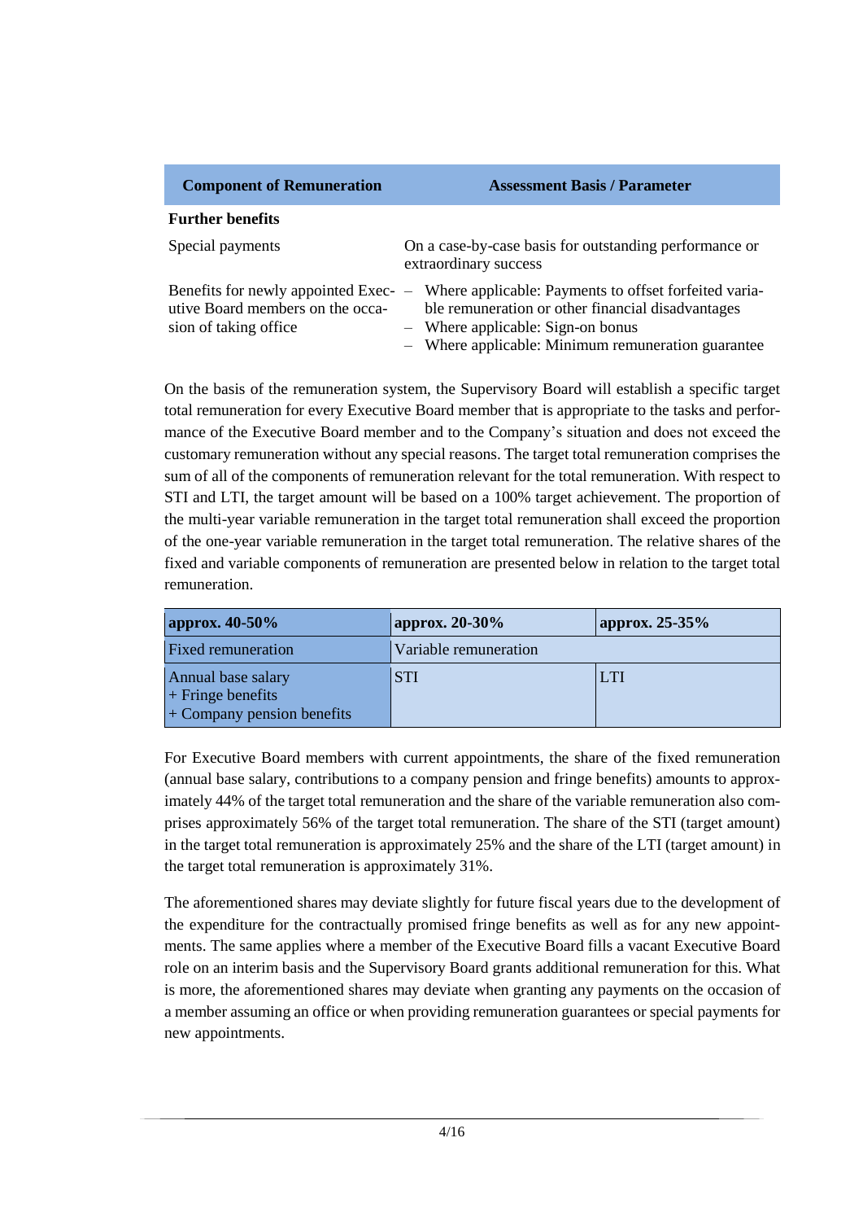| Component of Remuneration | Assessment Basis / Parameter |
|---|---|
| **Further benefits** | |
| Special payments | On a case-by-case basis for outstanding performance or extraordinary success |
| Benefits for newly appointed Executive Board members on the occasion of taking office | – Where applicable: Payments to offset forfeited variable remuneration or other financial disadvantages<br>– Where applicable: Sign-on bonus<br>– Where applicable: Minimum remuneration guarantee |

On the basis of the remuneration system, the Supervisory Board will establish a specific target total remuneration for every Executive Board member that is appropriate to the tasks and performance of the Executive Board member and to the Company's situation and does not exceed the customary remuneration without any special reasons. The target total remuneration comprises the sum of all of the components of remuneration relevant for the total remuneration. With respect to STI and LTI, the target amount will be based on a 100% target achievement. The proportion of the multi-year variable remuneration in the target total remuneration shall exceed the proportion of the one-year variable remuneration in the target total remuneration. The relative shares of the fixed and variable components of remuneration are presented below in relation to the target total remuneration.

| approx. 40-50% | approx. 20-30% | approx. 25-35% |
|---|---|---|
| Fixed remuneration | Variable remuneration | |
| Annual base salary<br>+ Fringe benefits<br>+ Company pension benefits | STI | LTI |

For Executive Board members with current appointments, the share of the fixed remuneration (annual base salary, contributions to a company pension and fringe benefits) amounts to approximately 44% of the target total remuneration and the share of the variable remuneration also comprises approximately 56% of the target total remuneration. The share of the STI (target amount) in the target total remuneration is approximately 25% and the share of the LTI (target amount) in the target total remuneration is approximately 31%.

The aforementioned shares may deviate slightly for future fiscal years due to the development of the expenditure for the contractually promised fringe benefits as well as for any new appointments. The same applies where a member of the Executive Board fills a vacant Executive Board role on an interim basis and the Supervisory Board grants additional remuneration for this. What is more, the aforementioned shares may deviate when granting any payments on the occasion of a member assuming an office or when providing remuneration guarantees or special payments for new appointments.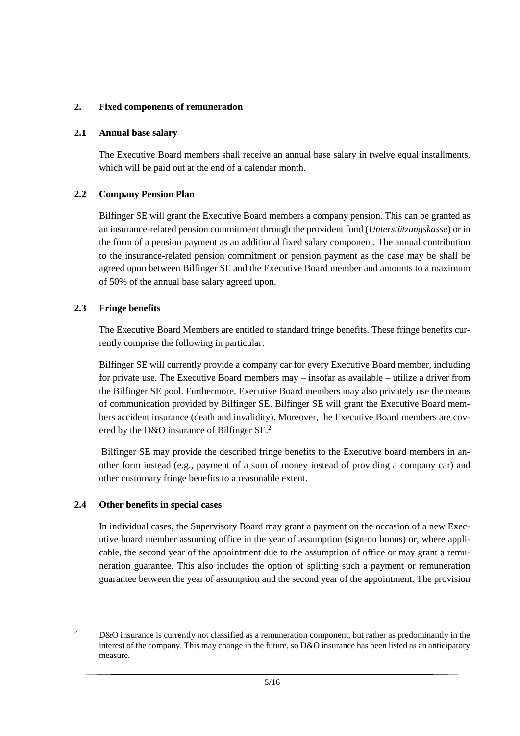## 2. Fixed components of remuneration

### 2.1 Annual base salary

The Executive Board members shall receive an annual base salary in twelve equal installments, which will be paid out at the end of a calendar month.

### 2.2 Company Pension Plan

Bilfinger SE will grant the Executive Board members a company pension. This can be granted as an insurance-related pension commitment through the provident fund (*Unterstützungskasse*) or in the form of a pension payment as an additional fixed salary component. The annual contribution to the insurance-related pension commitment or pension payment as the case may be shall be agreed upon between Bilfinger SE and the Executive Board member and amounts to a maximum of 50% of the annual base salary agreed upon.

### 2.3 Fringe benefits

The Executive Board Members are entitled to standard fringe benefits. These fringe benefits currently comprise the following in particular:

Bilfinger SE will currently provide a company car for every Executive Board member, including for private use. The Executive Board members may – insofar as available – utilize a driver from the Bilfinger SE pool. Furthermore, Executive Board members may also privately use the means of communication provided by Bilfinger SE. Bilfinger SE will grant the Executive Board members accident insurance (death and invalidity). Moreover, the Executive Board members are covered by the D&O insurance of Bilfinger SE.[2]

Bilfinger SE may provide the described fringe benefits to the Executive board members in another form instead (e.g., payment of a sum of money instead of providing a company car) and other customary fringe benefits to a reasonable extent.

### 2.4 Other benefits in special cases

In individual cases, the Supervisory Board may grant a payment on the occasion of a new Executive board member assuming office in the year of assumption (sign-on bonus) or, where applicable, the second year of the appointment due to the assumption of office or may grant a remuneration guarantee. This also includes the option of splitting such a payment or remuneration guarantee between the year of assumption and the second year of the appointment. The provision

---

[2] D&O insurance is currently not classified as a remuneration component, but rather as predominantly in the interest of the company. This may change in the future, so D&O insurance has been listed as an anticipatory measure.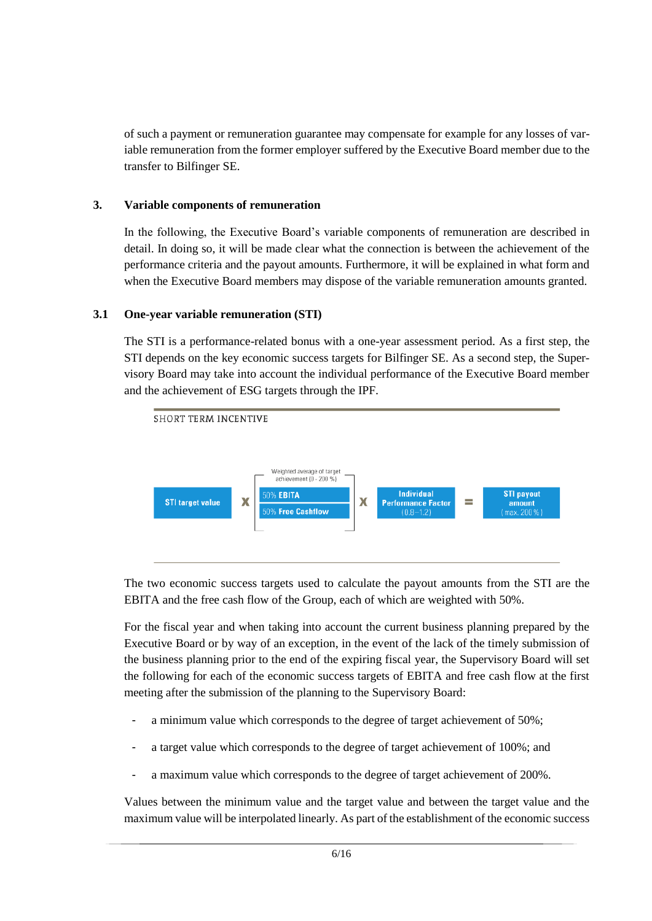of such a payment or remuneration guarantee may compensate for example for any losses of variable remuneration from the former employer suffered by the Executive Board member due to the transfer to Bilfinger SE.

## 3. Variable components of remuneration

In the following, the Executive Board's variable components of remuneration are described in detail. In doing so, it will be made clear what the connection is between the achievement of the performance criteria and the payout amounts. Furthermore, it will be explained in what form and when the Executive Board members may dispose of the variable remuneration amounts granted.

### 3.1 One-year variable remuneration (STI)

The STI is a performance-related bonus with a one-year assessment period. As a first step, the STI depends on the key economic success targets for Bilfinger SE. As a second step, the Supervisory Board may take into account the individual performance of the Executive Board member and the achievement of ESG targets through the IPF.

SHORT TERM INCENTIVE

STI target value X [Weighted average of target achievement (0 - 200 %): 50% EBITA, 50% Free Cashflow] X Individual Performance Factor (0.8 – 1.2) = STI payout amount (max. 200 %)

The two economic success targets used to calculate the payout amounts from the STI are the EBITA and the free cash flow of the Group, each of which are weighted with 50%.

For the fiscal year and when taking into account the current business planning prepared by the Executive Board or by way of an exception, in the event of the lack of the timely submission of the business planning prior to the end of the expiring fiscal year, the Supervisory Board will set the following for each of the economic success targets of EBITA and free cash flow at the first meeting after the submission of the planning to the Supervisory Board:

- a minimum value which corresponds to the degree of target achievement of 50%;
- a target value which corresponds to the degree of target achievement of 100%; and
- a maximum value which corresponds to the degree of target achievement of 200%.

Values between the minimum value and the target value and between the target value and the maximum value will be interpolated linearly. As part of the establishment of the economic success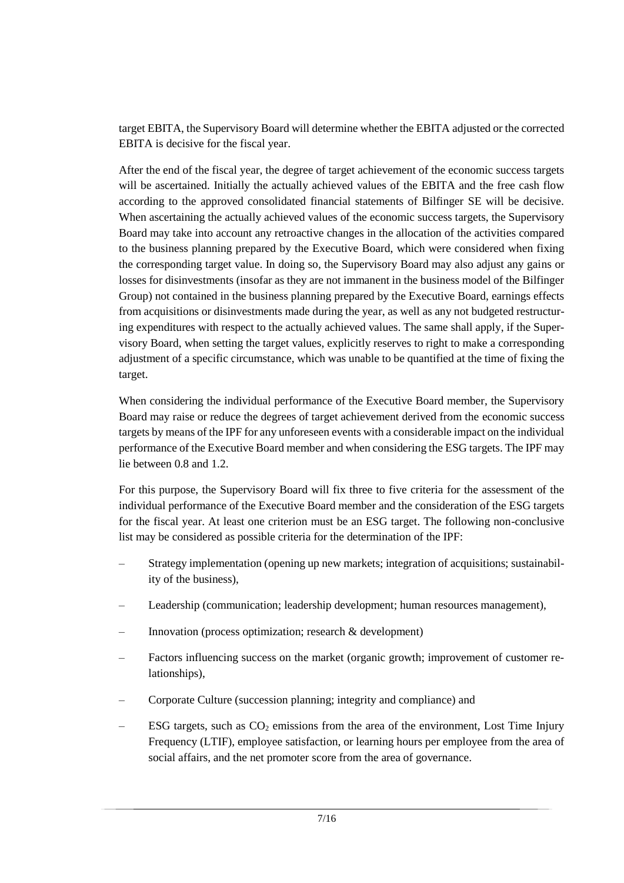target EBITA, the Supervisory Board will determine whether the EBITA adjusted or the corrected EBITA is decisive for the fiscal year.

After the end of the fiscal year, the degree of target achievement of the economic success targets will be ascertained. Initially the actually achieved values of the EBITA and the free cash flow according to the approved consolidated financial statements of Bilfinger SE will be decisive. When ascertaining the actually achieved values of the economic success targets, the Supervisory Board may take into account any retroactive changes in the allocation of the activities compared to the business planning prepared by the Executive Board, which were considered when fixing the corresponding target value. In doing so, the Supervisory Board may also adjust any gains or losses for disinvestments (insofar as they are not immanent in the business model of the Bilfinger Group) not contained in the business planning prepared by the Executive Board, earnings effects from acquisitions or disinvestments made during the year, as well as any not budgeted restructuring expenditures with respect to the actually achieved values. The same shall apply, if the Supervisory Board, when setting the target values, explicitly reserves to right to make a corresponding adjustment of a specific circumstance, which was unable to be quantified at the time of fixing the target.

When considering the individual performance of the Executive Board member, the Supervisory Board may raise or reduce the degrees of target achievement derived from the economic success targets by means of the IPF for any unforeseen events with a considerable impact on the individual performance of the Executive Board member and when considering the ESG targets. The IPF may lie between 0.8 and 1.2.

For this purpose, the Supervisory Board will fix three to five criteria for the assessment of the individual performance of the Executive Board member and the consideration of the ESG targets for the fiscal year. At least one criterion must be an ESG target. The following non-conclusive list may be considered as possible criteria for the determination of the IPF:

- Strategy implementation (opening up new markets; integration of acquisitions; sustainability of the business),
- Leadership (communication; leadership development; human resources management),
- Innovation (process optimization; research & development)
- Factors influencing success on the market (organic growth; improvement of customer relationships),
- Corporate Culture (succession planning; integrity and compliance) and
- ESG targets, such as $CO_2$ emissions from the area of the environment, Lost Time Injury Frequency (LTIF), employee satisfaction, or learning hours per employee from the area of social affairs, and the net promoter score from the area of governance.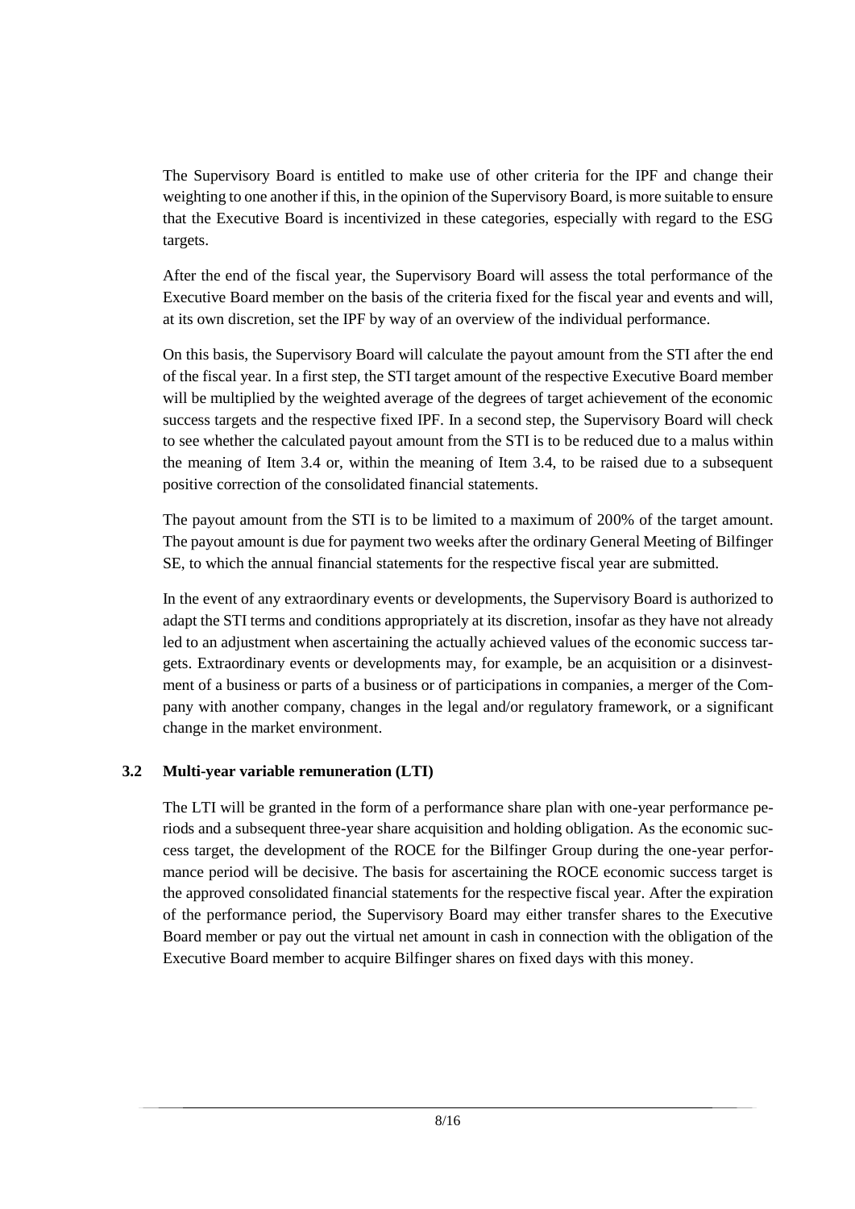The Supervisory Board is entitled to make use of other criteria for the IPF and change their weighting to one another if this, in the opinion of the Supervisory Board, is more suitable to ensure that the Executive Board is incentivized in these categories, especially with regard to the ESG targets.

After the end of the fiscal year, the Supervisory Board will assess the total performance of the Executive Board member on the basis of the criteria fixed for the fiscal year and events and will, at its own discretion, set the IPF by way of an overview of the individual performance.

On this basis, the Supervisory Board will calculate the payout amount from the STI after the end of the fiscal year. In a first step, the STI target amount of the respective Executive Board member will be multiplied by the weighted average of the degrees of target achievement of the economic success targets and the respective fixed IPF. In a second step, the Supervisory Board will check to see whether the calculated payout amount from the STI is to be reduced due to a malus within the meaning of Item 3.4 or, within the meaning of Item 3.4, to be raised due to a subsequent positive correction of the consolidated financial statements.

The payout amount from the STI is to be limited to a maximum of 200% of the target amount. The payout amount is due for payment two weeks after the ordinary General Meeting of Bilfinger SE, to which the annual financial statements for the respective fiscal year are submitted.

In the event of any extraordinary events or developments, the Supervisory Board is authorized to adapt the STI terms and conditions appropriately at its discretion, insofar as they have not already led to an adjustment when ascertaining the actually achieved values of the economic success targets. Extraordinary events or developments may, for example, be an acquisition or a disinvestment of a business or parts of a business or of participations in companies, a merger of the Company with another company, changes in the legal and/or regulatory framework, or a significant change in the market environment.

### 3.2 Multi-year variable remuneration (LTI)

The LTI will be granted in the form of a performance share plan with one-year performance periods and a subsequent three-year share acquisition and holding obligation. As the economic success target, the development of the ROCE for the Bilfinger Group during the one-year performance period will be decisive. The basis for ascertaining the ROCE economic success target is the approved consolidated financial statements for the respective fiscal year. After the expiration of the performance period, the Supervisory Board may either transfer shares to the Executive Board member or pay out the virtual net amount in cash in connection with the obligation of the Executive Board member to acquire Bilfinger shares on fixed days with this money.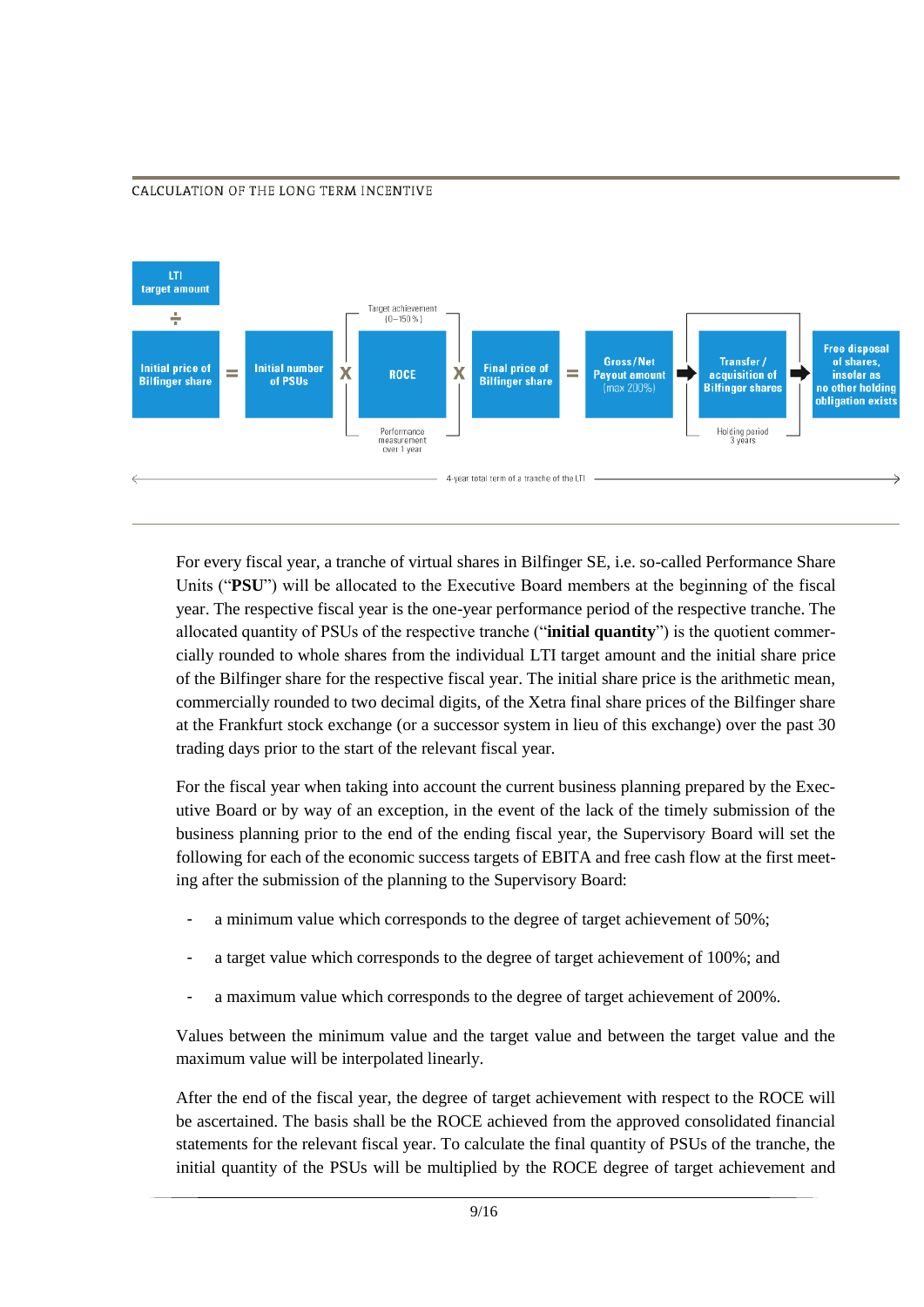CALCULATION OF THE LONG TERM INCENTIVE

LTI target amount

÷

Initial price of Bilfinger share = Initial number of PSUs X ROCE X Final price of Bilfinger share = Gross/Net Payout amount (max 200%) ➡ Transfer / acquisition of Bilfinger shares ➡ Free disposal of shares, insofar as no other holding obligation exists

Target achievement (0–150 %)

Performance measurement over 1 year

Holding period 3 years

4-year total term of a tranche of the LTI

For every fiscal year, a tranche of virtual shares in Bilfinger SE, i.e. so-called Performance Share Units (“**PSU**”) will be allocated to the Executive Board members at the beginning of the fiscal year. The respective fiscal year is the one-year performance period of the respective tranche. The allocated quantity of PSUs of the respective tranche (“**initial quantity**”) is the quotient commercially rounded to whole shares from the individual LTI target amount and the initial share price of the Bilfinger share for the respective fiscal year. The initial share price is the arithmetic mean, commercially rounded to two decimal digits, of the Xetra final share prices of the Bilfinger share at the Frankfurt stock exchange (or a successor system in lieu of this exchange) over the past 30 trading days prior to the start of the relevant fiscal year.

For the fiscal year when taking into account the current business planning prepared by the Executive Board or by way of an exception, in the event of the lack of the timely submission of the business planning prior to the end of the ending fiscal year, the Supervisory Board will set the following for each of the economic success targets of EBITA and free cash flow at the first meeting after the submission of the planning to the Supervisory Board:

- a minimum value which corresponds to the degree of target achievement of 50%;
- a target value which corresponds to the degree of target achievement of 100%; and
- a maximum value which corresponds to the degree of target achievement of 200%.

Values between the minimum value and the target value and between the target value and the maximum value will be interpolated linearly.

After the end of the fiscal year, the degree of target achievement with respect to the ROCE will be ascertained. The basis shall be the ROCE achieved from the approved consolidated financial statements for the relevant fiscal year. To calculate the final quantity of PSUs of the tranche, the initial quantity of the PSUs will be multiplied by the ROCE degree of target achievement and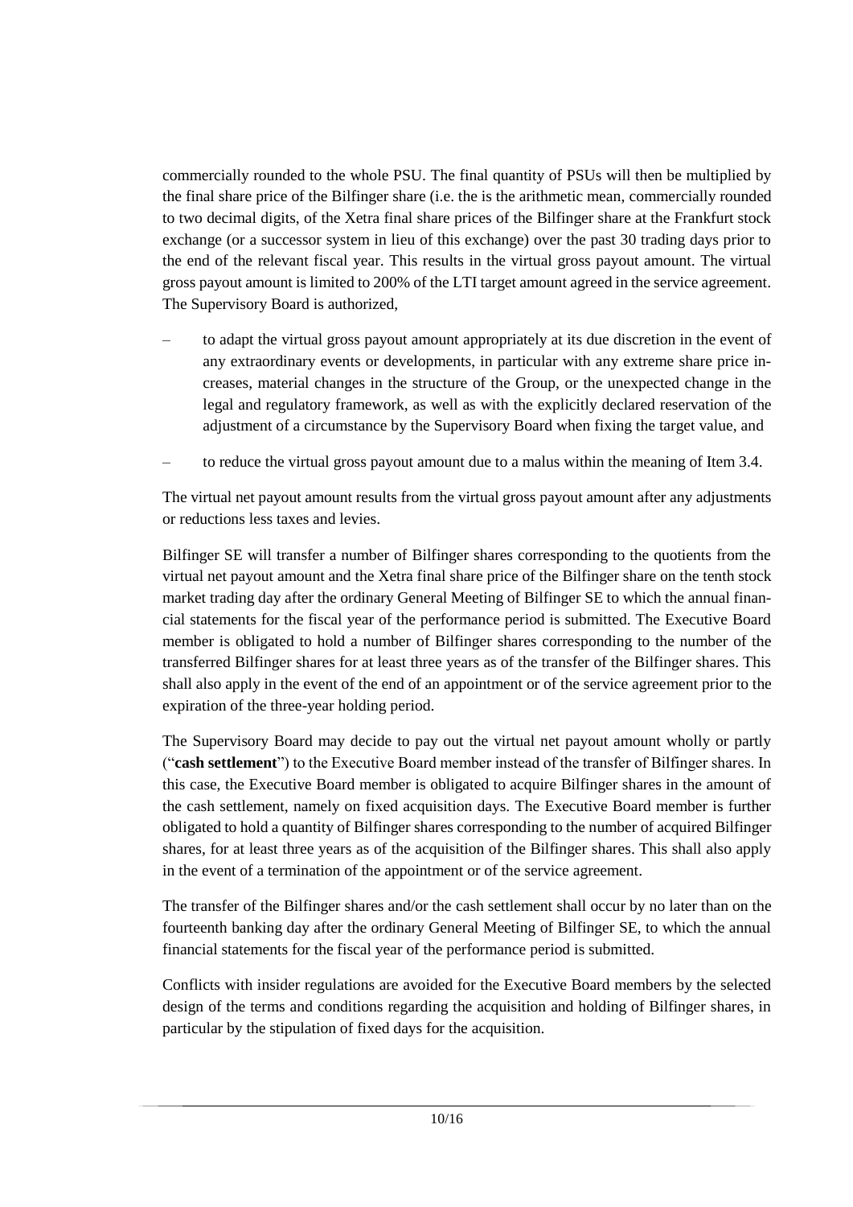commercially rounded to the whole PSU. The final quantity of PSUs will then be multiplied by the final share price of the Bilfinger share (i.e. the is the arithmetic mean, commercially rounded to two decimal digits, of the Xetra final share prices of the Bilfinger share at the Frankfurt stock exchange (or a successor system in lieu of this exchange) over the past 30 trading days prior to the end of the relevant fiscal year. This results in the virtual gross payout amount. The virtual gross payout amount is limited to 200% of the LTI target amount agreed in the service agreement. The Supervisory Board is authorized,

– to adapt the virtual gross payout amount appropriately at its due discretion in the event of any extraordinary events or developments, in particular with any extreme share price increases, material changes in the structure of the Group, or the unexpected change in the legal and regulatory framework, as well as with the explicitly declared reservation of the adjustment of a circumstance by the Supervisory Board when fixing the target value, and

– to reduce the virtual gross payout amount due to a malus within the meaning of Item 3.4.

The virtual net payout amount results from the virtual gross payout amount after any adjustments or reductions less taxes and levies.

Bilfinger SE will transfer a number of Bilfinger shares corresponding to the quotients from the virtual net payout amount and the Xetra final share price of the Bilfinger share on the tenth stock market trading day after the ordinary General Meeting of Bilfinger SE to which the annual financial statements for the fiscal year of the performance period is submitted. The Executive Board member is obligated to hold a number of Bilfinger shares corresponding to the number of the transferred Bilfinger shares for at least three years as of the transfer of the Bilfinger shares. This shall also apply in the event of the end of an appointment or of the service agreement prior to the expiration of the three-year holding period.

The Supervisory Board may decide to pay out the virtual net payout amount wholly or partly ("**cash settlement**") to the Executive Board member instead of the transfer of Bilfinger shares. In this case, the Executive Board member is obligated to acquire Bilfinger shares in the amount of the cash settlement, namely on fixed acquisition days. The Executive Board member is further obligated to hold a quantity of Bilfinger shares corresponding to the number of acquired Bilfinger shares, for at least three years as of the acquisition of the Bilfinger shares. This shall also apply in the event of a termination of the appointment or of the service agreement.

The transfer of the Bilfinger shares and/or the cash settlement shall occur by no later than on the fourteenth banking day after the ordinary General Meeting of Bilfinger SE, to which the annual financial statements for the fiscal year of the performance period is submitted.

Conflicts with insider regulations are avoided for the Executive Board members by the selected design of the terms and conditions regarding the acquisition and holding of Bilfinger shares, in particular by the stipulation of fixed days for the acquisition.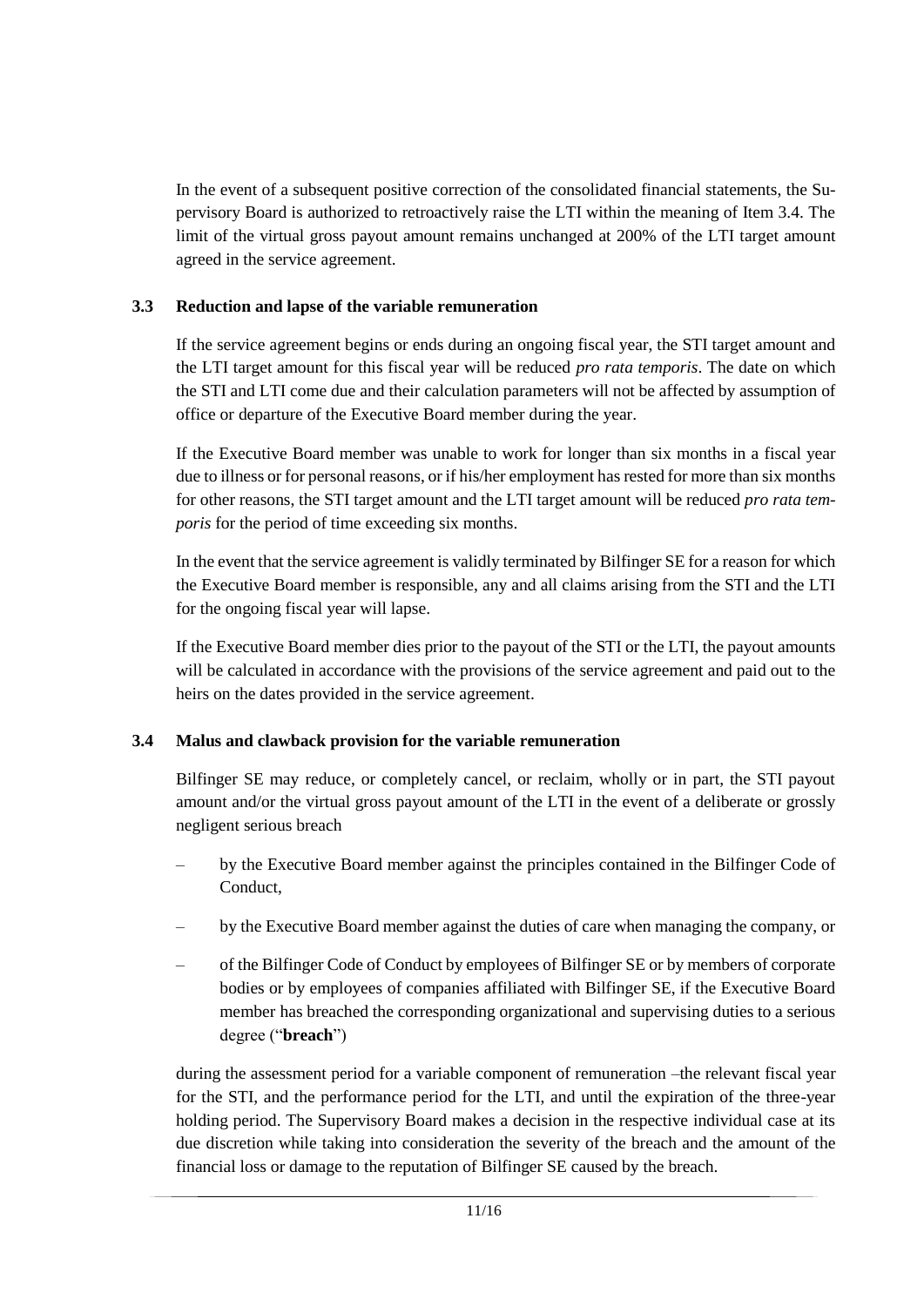In the event of a subsequent positive correction of the consolidated financial statements, the Supervisory Board is authorized to retroactively raise the LTI within the meaning of Item 3.4. The limit of the virtual gross payout amount remains unchanged at 200% of the LTI target amount agreed in the service agreement.

### 3.3 Reduction and lapse of the variable remuneration

If the service agreement begins or ends during an ongoing fiscal year, the STI target amount and the LTI target amount for this fiscal year will be reduced *pro rata temporis*. The date on which the STI and LTI come due and their calculation parameters will not be affected by assumption of office or departure of the Executive Board member during the year.

If the Executive Board member was unable to work for longer than six months in a fiscal year due to illness or for personal reasons, or if his/her employment has rested for more than six months for other reasons, the STI target amount and the LTI target amount will be reduced *pro rata temporis* for the period of time exceeding six months.

In the event that the service agreement is validly terminated by Bilfinger SE for a reason for which the Executive Board member is responsible, any and all claims arising from the STI and the LTI for the ongoing fiscal year will lapse.

If the Executive Board member dies prior to the payout of the STI or the LTI, the payout amounts will be calculated in accordance with the provisions of the service agreement and paid out to the heirs on the dates provided in the service agreement.

### 3.4 Malus and clawback provision for the variable remuneration

Bilfinger SE may reduce, or completely cancel, or reclaim, wholly or in part, the STI payout amount and/or the virtual gross payout amount of the LTI in the event of a deliberate or grossly negligent serious breach

- by the Executive Board member against the principles contained in the Bilfinger Code of Conduct,
- by the Executive Board member against the duties of care when managing the company, or
- of the Bilfinger Code of Conduct by employees of Bilfinger SE or by members of corporate bodies or by employees of companies affiliated with Bilfinger SE, if the Executive Board member has breached the corresponding organizational and supervising duties to a serious degree ("**breach**")

during the assessment period for a variable component of remuneration –the relevant fiscal year for the STI, and the performance period for the LTI, and until the expiration of the three-year holding period. The Supervisory Board makes a decision in the respective individual case at its due discretion while taking into consideration the severity of the breach and the amount of the financial loss or damage to the reputation of Bilfinger SE caused by the breach.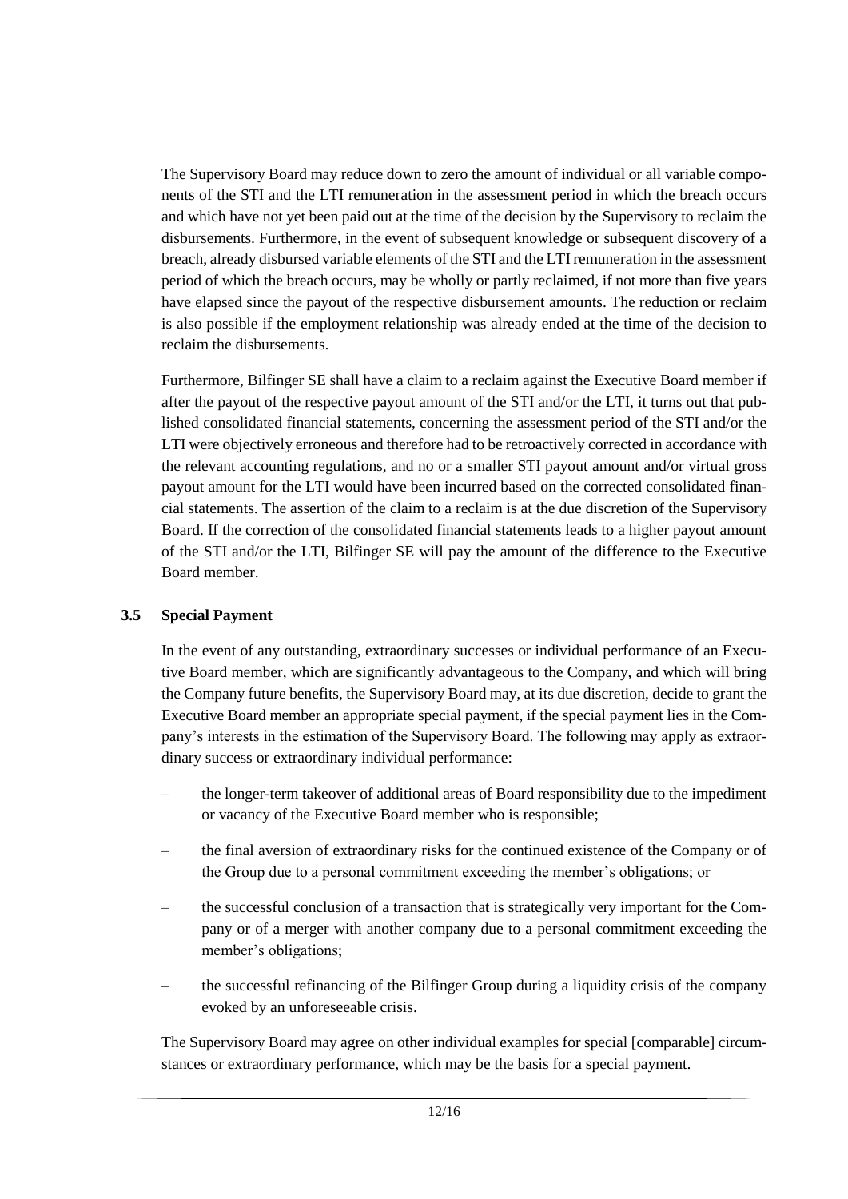The Supervisory Board may reduce down to zero the amount of individual or all variable components of the STI and the LTI remuneration in the assessment period in which the breach occurs and which have not yet been paid out at the time of the decision by the Supervisory to reclaim the disbursements. Furthermore, in the event of subsequent knowledge or subsequent discovery of a breach, already disbursed variable elements of the STI and the LTI remuneration in the assessment period of which the breach occurs, may be wholly or partly reclaimed, if not more than five years have elapsed since the payout of the respective disbursement amounts. The reduction or reclaim is also possible if the employment relationship was already ended at the time of the decision to reclaim the disbursements.

Furthermore, Bilfinger SE shall have a claim to a reclaim against the Executive Board member if after the payout of the respective payout amount of the STI and/or the LTI, it turns out that published consolidated financial statements, concerning the assessment period of the STI and/or the LTI were objectively erroneous and therefore had to be retroactively corrected in accordance with the relevant accounting regulations, and no or a smaller STI payout amount and/or virtual gross payout amount for the LTI would have been incurred based on the corrected consolidated financial statements. The assertion of the claim to a reclaim is at the due discretion of the Supervisory Board. If the correction of the consolidated financial statements leads to a higher payout amount of the STI and/or the LTI, Bilfinger SE will pay the amount of the difference to the Executive Board member.

### 3.5 Special Payment

In the event of any outstanding, extraordinary successes or individual performance of an Executive Board member, which are significantly advantageous to the Company, and which will bring the Company future benefits, the Supervisory Board may, at its due discretion, decide to grant the Executive Board member an appropriate special payment, if the special payment lies in the Company's interests in the estimation of the Supervisory Board. The following may apply as extraordinary success or extraordinary individual performance:

– the longer-term takeover of additional areas of Board responsibility due to the impediment or vacancy of the Executive Board member who is responsible;

– the final aversion of extraordinary risks for the continued existence of the Company or of the Group due to a personal commitment exceeding the member's obligations; or

– the successful conclusion of a transaction that is strategically very important for the Company or of a merger with another company due to a personal commitment exceeding the member's obligations;

– the successful refinancing of the Bilfinger Group during a liquidity crisis of the company evoked by an unforeseeable crisis.

The Supervisory Board may agree on other individual examples for special [comparable] circumstances or extraordinary performance, which may be the basis for a special payment.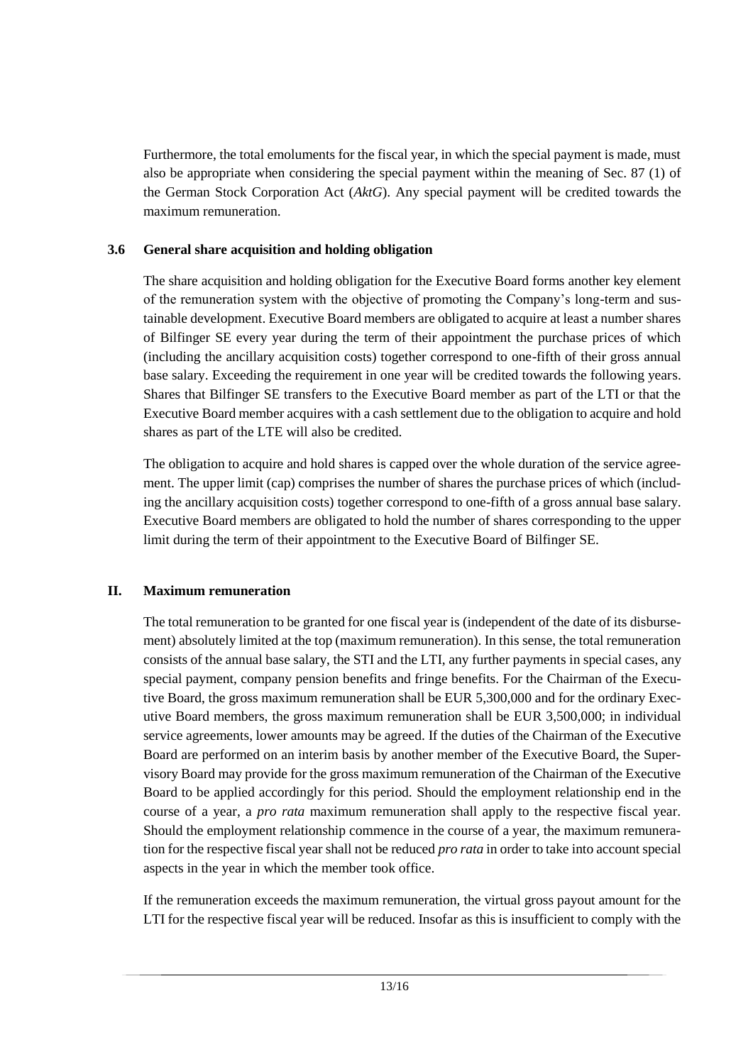Furthermore, the total emoluments for the fiscal year, in which the special payment is made, must also be appropriate when considering the special payment within the meaning of Sec. 87 (1) of the German Stock Corporation Act (*AktG*). Any special payment will be credited towards the maximum remuneration.

### 3.6 General share acquisition and holding obligation

The share acquisition and holding obligation for the Executive Board forms another key element of the remuneration system with the objective of promoting the Company's long-term and sustainable development. Executive Board members are obligated to acquire at least a number shares of Bilfinger SE every year during the term of their appointment the purchase prices of which (including the ancillary acquisition costs) together correspond to one-fifth of their gross annual base salary. Exceeding the requirement in one year will be credited towards the following years. Shares that Bilfinger SE transfers to the Executive Board member as part of the LTI or that the Executive Board member acquires with a cash settlement due to the obligation to acquire and hold shares as part of the LTE will also be credited.

The obligation to acquire and hold shares is capped over the whole duration of the service agreement. The upper limit (cap) comprises the number of shares the purchase prices of which (including the ancillary acquisition costs) together correspond to one-fifth of a gross annual base salary. Executive Board members are obligated to hold the number of shares corresponding to the upper limit during the term of their appointment to the Executive Board of Bilfinger SE.

## II. Maximum remuneration

The total remuneration to be granted for one fiscal year is (independent of the date of its disbursement) absolutely limited at the top (maximum remuneration). In this sense, the total remuneration consists of the annual base salary, the STI and the LTI, any further payments in special cases, any special payment, company pension benefits and fringe benefits. For the Chairman of the Executive Board, the gross maximum remuneration shall be EUR 5,300,000 and for the ordinary Executive Board members, the gross maximum remuneration shall be EUR 3,500,000; in individual service agreements, lower amounts may be agreed. If the duties of the Chairman of the Executive Board are performed on an interim basis by another member of the Executive Board, the Supervisory Board may provide for the gross maximum remuneration of the Chairman of the Executive Board to be applied accordingly for this period. Should the employment relationship end in the course of a year, a *pro rata* maximum remuneration shall apply to the respective fiscal year. Should the employment relationship commence in the course of a year, the maximum remuneration for the respective fiscal year shall not be reduced *pro rata* in order to take into account special aspects in the year in which the member took office.

If the remuneration exceeds the maximum remuneration, the virtual gross payout amount for the LTI for the respective fiscal year will be reduced. Insofar as this is insufficient to comply with the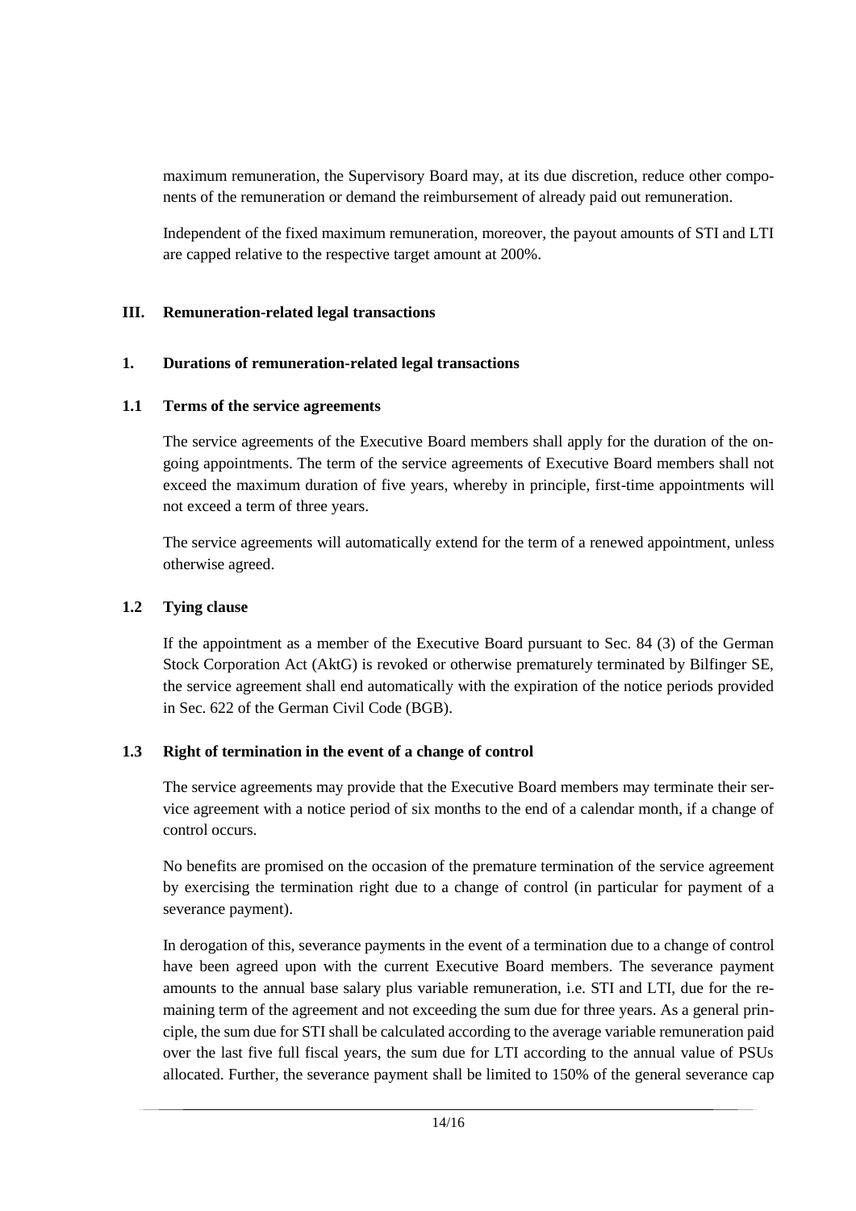maximum remuneration, the Supervisory Board may, at its due discretion, reduce other components of the remuneration or demand the reimbursement of already paid out remuneration.

Independent of the fixed maximum remuneration, moreover, the payout amounts of STI and LTI are capped relative to the respective target amount at 200%.

## III. Remuneration-related legal transactions

### 1. Durations of remuneration-related legal transactions

#### 1.1 Terms of the service agreements

The service agreements of the Executive Board members shall apply for the duration of the ongoing appointments. The term of the service agreements of Executive Board members shall not exceed the maximum duration of five years, whereby in principle, first-time appointments will not exceed a term of three years.

The service agreements will automatically extend for the term of a renewed appointment, unless otherwise agreed.

#### 1.2 Tying clause

If the appointment as a member of the Executive Board pursuant to Sec. 84 (3) of the German Stock Corporation Act (AktG) is revoked or otherwise prematurely terminated by Bilfinger SE, the service agreement shall end automatically with the expiration of the notice periods provided in Sec. 622 of the German Civil Code (BGB).

#### 1.3 Right of termination in the event of a change of control

The service agreements may provide that the Executive Board members may terminate their service agreement with a notice period of six months to the end of a calendar month, if a change of control occurs.

No benefits are promised on the occasion of the premature termination of the service agreement by exercising the termination right due to a change of control (in particular for payment of a severance payment).

In derogation of this, severance payments in the event of a termination due to a change of control have been agreed upon with the current Executive Board members. The severance payment amounts to the annual base salary plus variable remuneration, i.e. STI and LTI, due for the remaining term of the agreement and not exceeding the sum due for three years. As a general principle, the sum due for STI shall be calculated according to the average variable remuneration paid over the last five full fiscal years, the sum due for LTI according to the annual value of PSUs allocated. Further, the severance payment shall be limited to 150% of the general severance cap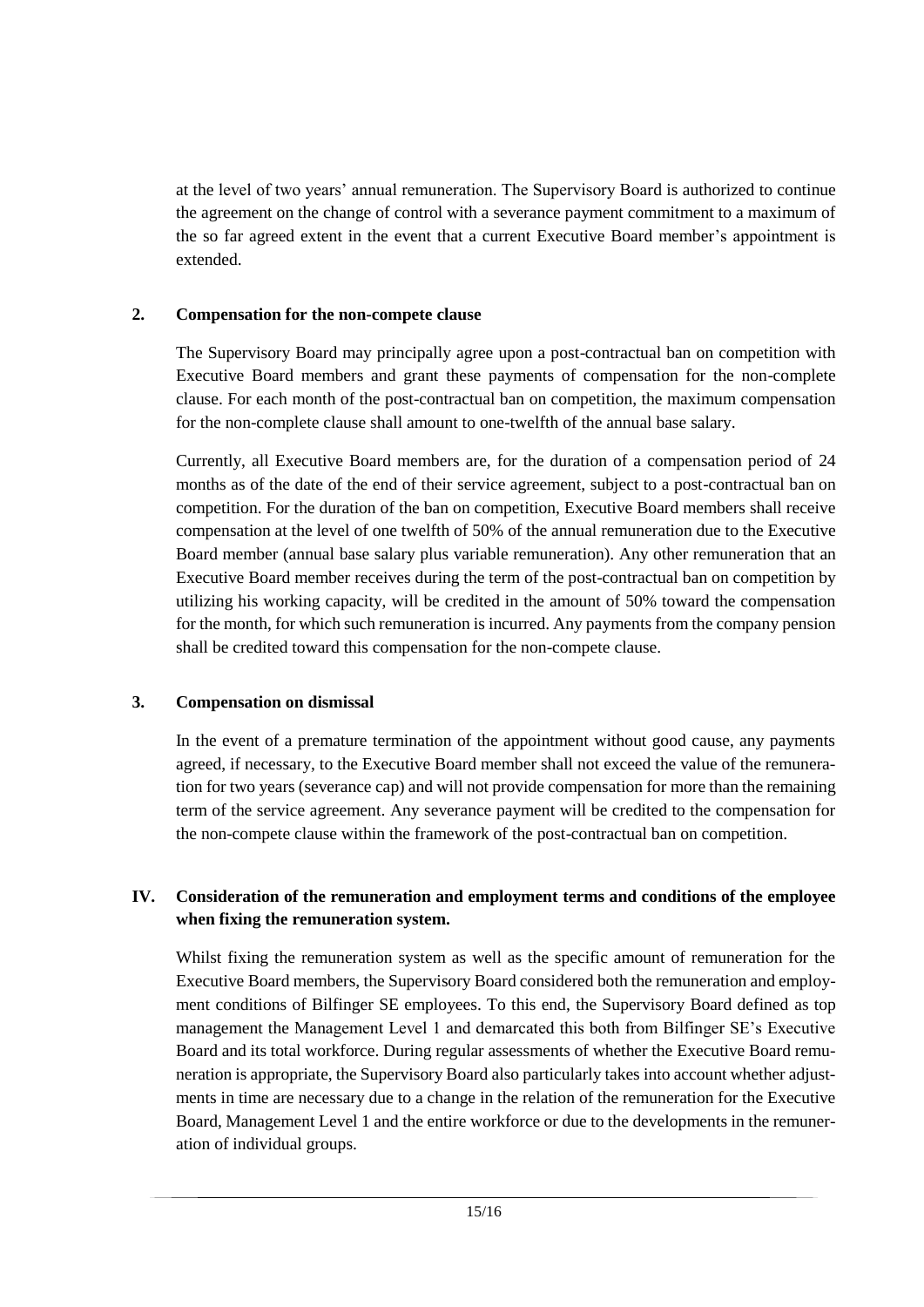at the level of two years' annual remuneration. The Supervisory Board is authorized to continue the agreement on the change of control with a severance payment commitment to a maximum of the so far agreed extent in the event that a current Executive Board member's appointment is extended.

### 2. Compensation for the non-compete clause

The Supervisory Board may principally agree upon a post-contractual ban on competition with Executive Board members and grant these payments of compensation for the non-complete clause. For each month of the post-contractual ban on competition, the maximum compensation for the non-complete clause shall amount to one-twelfth of the annual base salary.

Currently, all Executive Board members are, for the duration of a compensation period of 24 months as of the date of the end of their service agreement, subject to a post-contractual ban on competition. For the duration of the ban on competition, Executive Board members shall receive compensation at the level of one twelfth of 50% of the annual remuneration due to the Executive Board member (annual base salary plus variable remuneration). Any other remuneration that an Executive Board member receives during the term of the post-contractual ban on competition by utilizing his working capacity, will be credited in the amount of 50% toward the compensation for the month, for which such remuneration is incurred. Any payments from the company pension shall be credited toward this compensation for the non-compete clause.

### 3. Compensation on dismissal

In the event of a premature termination of the appointment without good cause, any payments agreed, if necessary, to the Executive Board member shall not exceed the value of the remuneration for two years (severance cap) and will not provide compensation for more than the remaining term of the service agreement. Any severance payment will be credited to the compensation for the non-compete clause within the framework of the post-contractual ban on competition.

## IV. Consideration of the remuneration and employment terms and conditions of the employee when fixing the remuneration system.

Whilst fixing the remuneration system as well as the specific amount of remuneration for the Executive Board members, the Supervisory Board considered both the remuneration and employment conditions of Bilfinger SE employees. To this end, the Supervisory Board defined as top management the Management Level 1 and demarcated this both from Bilfinger SE's Executive Board and its total workforce. During regular assessments of whether the Executive Board remuneration is appropriate, the Supervisory Board also particularly takes into account whether adjustments in time are necessary due to a change in the relation of the remuneration for the Executive Board, Management Level 1 and the entire workforce or due to the developments in the remuneration of individual groups.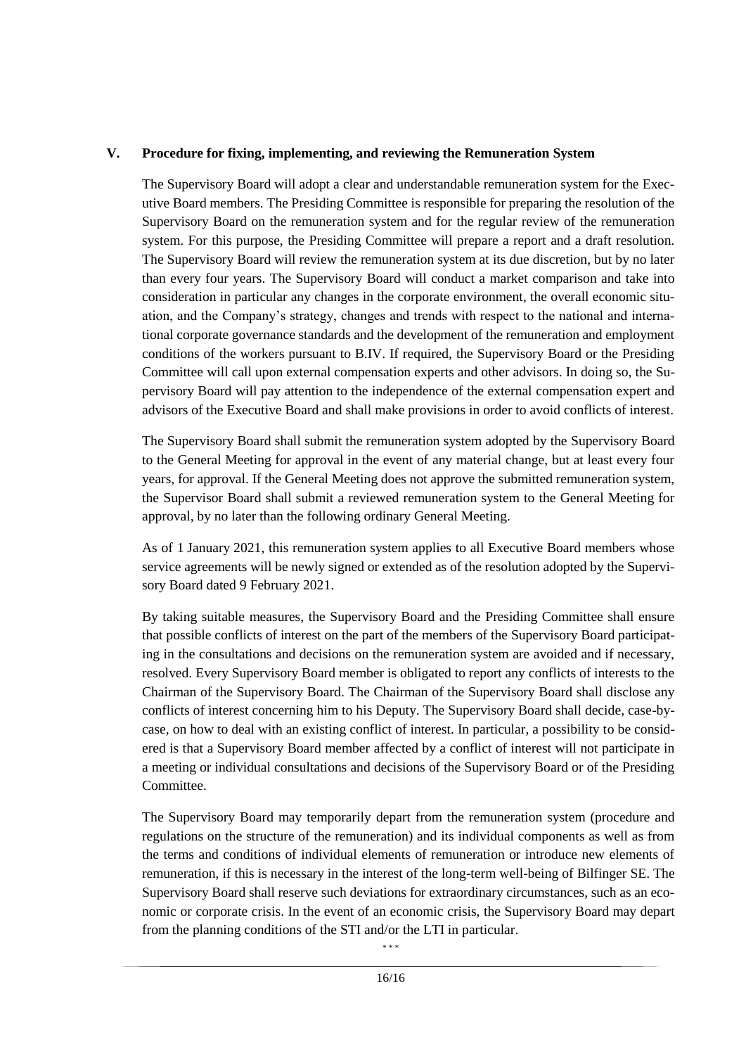## V. Procedure for fixing, implementing, and reviewing the Remuneration System

The Supervisory Board will adopt a clear and understandable remuneration system for the Executive Board members. The Presiding Committee is responsible for preparing the resolution of the Supervisory Board on the remuneration system and for the regular review of the remuneration system. For this purpose, the Presiding Committee will prepare a report and a draft resolution. The Supervisory Board will review the remuneration system at its due discretion, but by no later than every four years. The Supervisory Board will conduct a market comparison and take into consideration in particular any changes in the corporate environment, the overall economic situation, and the Company's strategy, changes and trends with respect to the national and international corporate governance standards and the development of the remuneration and employment conditions of the workers pursuant to B.IV. If required, the Supervisory Board or the Presiding Committee will call upon external compensation experts and other advisors. In doing so, the Supervisory Board will pay attention to the independence of the external compensation expert and advisors of the Executive Board and shall make provisions in order to avoid conflicts of interest.

The Supervisory Board shall submit the remuneration system adopted by the Supervisory Board to the General Meeting for approval in the event of any material change, but at least every four years, for approval. If the General Meeting does not approve the submitted remuneration system, the Supervisor Board shall submit a reviewed remuneration system to the General Meeting for approval, by no later than the following ordinary General Meeting.

As of 1 January 2021, this remuneration system applies to all Executive Board members whose service agreements will be newly signed or extended as of the resolution adopted by the Supervisory Board dated 9 February 2021.

By taking suitable measures, the Supervisory Board and the Presiding Committee shall ensure that possible conflicts of interest on the part of the members of the Supervisory Board participating in the consultations and decisions on the remuneration system are avoided and if necessary, resolved. Every Supervisory Board member is obligated to report any conflicts of interests to the Chairman of the Supervisory Board. The Chairman of the Supervisory Board shall disclose any conflicts of interest concerning him to his Deputy. The Supervisory Board shall decide, case-by-case, on how to deal with an existing conflict of interest. In particular, a possibility to be considered is that a Supervisory Board member affected by a conflict of interest will not participate in a meeting or individual consultations and decisions of the Supervisory Board or of the Presiding Committee.

The Supervisory Board may temporarily depart from the remuneration system (procedure and regulations on the structure of the remuneration) and its individual components as well as from the terms and conditions of individual elements of remuneration or introduce new elements of remuneration, if this is necessary in the interest of the long-term well-being of Bilfinger SE. The Supervisory Board shall reserve such deviations for extraordinary circumstances, such as an economic or corporate crisis. In the event of an economic crisis, the Supervisory Board may depart from the planning conditions of the STI and/or the LTI in particular.

\*\*\*